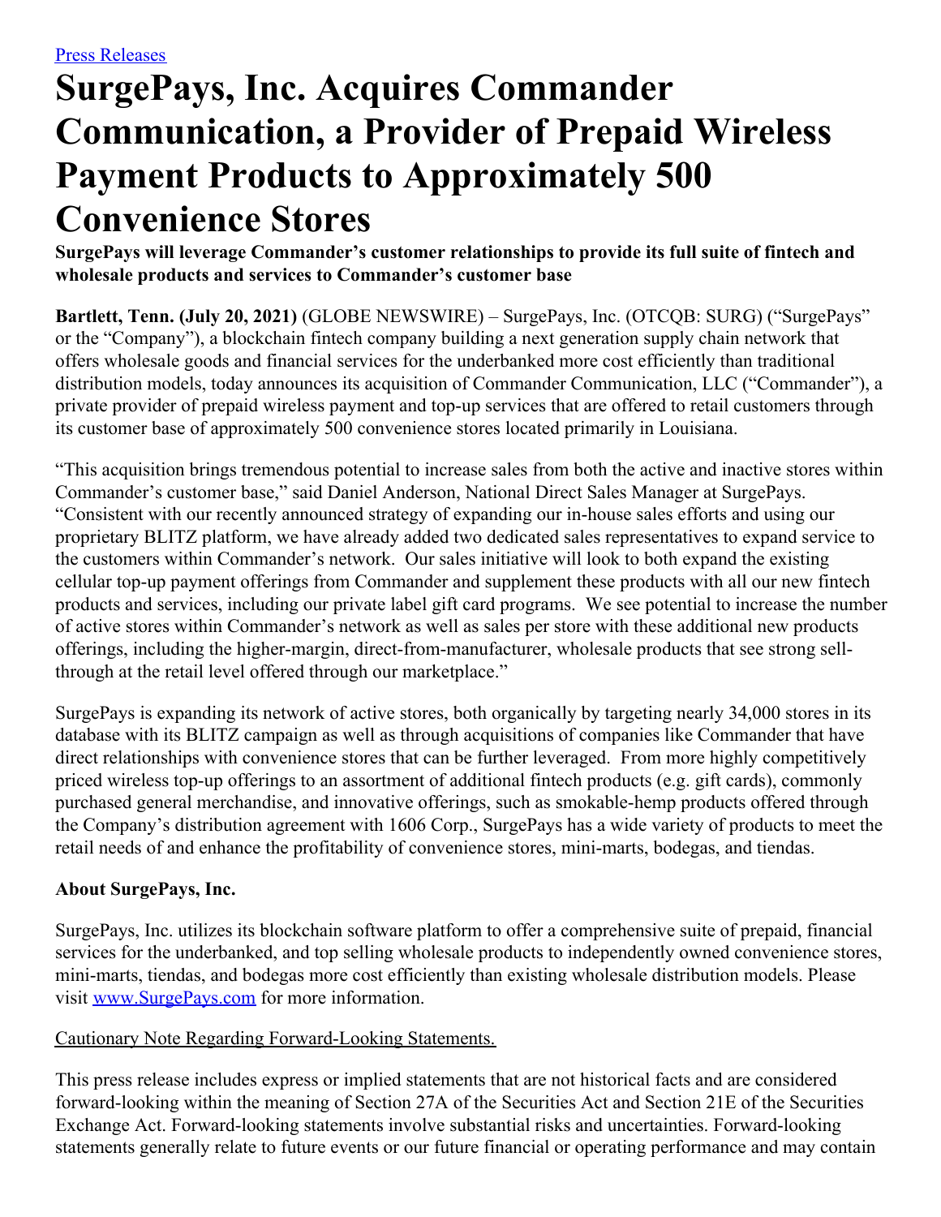[Press Releases](#)

# SurgePays, Inc. Acquires Commander Communication, a Provider of Prepaid Wireless Payment Products to Approximately 500 Convenience Stores

**SurgePays will leverage Commander's customer relationships to provide its full suite of fintech and wholesale products and services to Commander's customer base**

**Bartlett, Tenn. (July 20, 2021)** (GLOBE NEWSWIRE) – SurgePays, Inc. (OTCQB: SURG) ("SurgePays" or the "Company"), a blockchain fintech company building a next generation supply chain network that offers wholesale goods and financial services for the underbanked more cost efficiently than traditional distribution models, today announces its acquisition of Commander Communication, LLC ("Commander"), a private provider of prepaid wireless payment and top-up services that are offered to retail customers through its customer base of approximately 500 convenience stores located primarily in Louisiana.

"This acquisition brings tremendous potential to increase sales from both the active and inactive stores within Commander's customer base," said Daniel Anderson, National Direct Sales Manager at SurgePays. "Consistent with our recently announced strategy of expanding our in-house sales efforts and using our proprietary BLITZ platform, we have already added two dedicated sales representatives to expand service to the customers within Commander's network. Our sales initiative will look to both expand the existing cellular top-up payment offerings from Commander and supplement these products with all our new fintech products and services, including our private label gift card programs. We see potential to increase the number of active stores within Commander's network as well as sales per store with these additional new products offerings, including the higher-margin, direct-from-manufacturer, wholesale products that see strong sell-through at the retail level offered through our marketplace."

SurgePays is expanding its network of active stores, both organically by targeting nearly 34,000 stores in its database with its BLITZ campaign as well as through acquisitions of companies like Commander that have direct relationships with convenience stores that can be further leveraged. From more highly competitively priced wireless top-up offerings to an assortment of additional fintech products (e.g. gift cards), commonly purchased general merchandise, and innovative offerings, such as smokable-hemp products offered through the Company's distribution agreement with 1606 Corp., SurgePays has a wide variety of products to meet the retail needs of and enhance the profitability of convenience stores, mini-marts, bodegas, and tiendas.

### About SurgePays, Inc.

SurgePays, Inc. utilizes its blockchain software platform to offer a comprehensive suite of prepaid, financial services for the underbanked, and top selling wholesale products to independently owned convenience stores, mini-marts, tiendas, and bodegas more cost efficiently than existing wholesale distribution models. Please visit [www.SurgePays.com](http://www.SurgePays.com) for more information.

Cautionary Note Regarding Forward-Looking Statements.

This press release includes express or implied statements that are not historical facts and are considered forward-looking within the meaning of Section 27A of the Securities Act and Section 21E of the Securities Exchange Act. Forward-looking statements involve substantial risks and uncertainties. Forward-looking statements generally relate to future events or our future financial or operating performance and may contain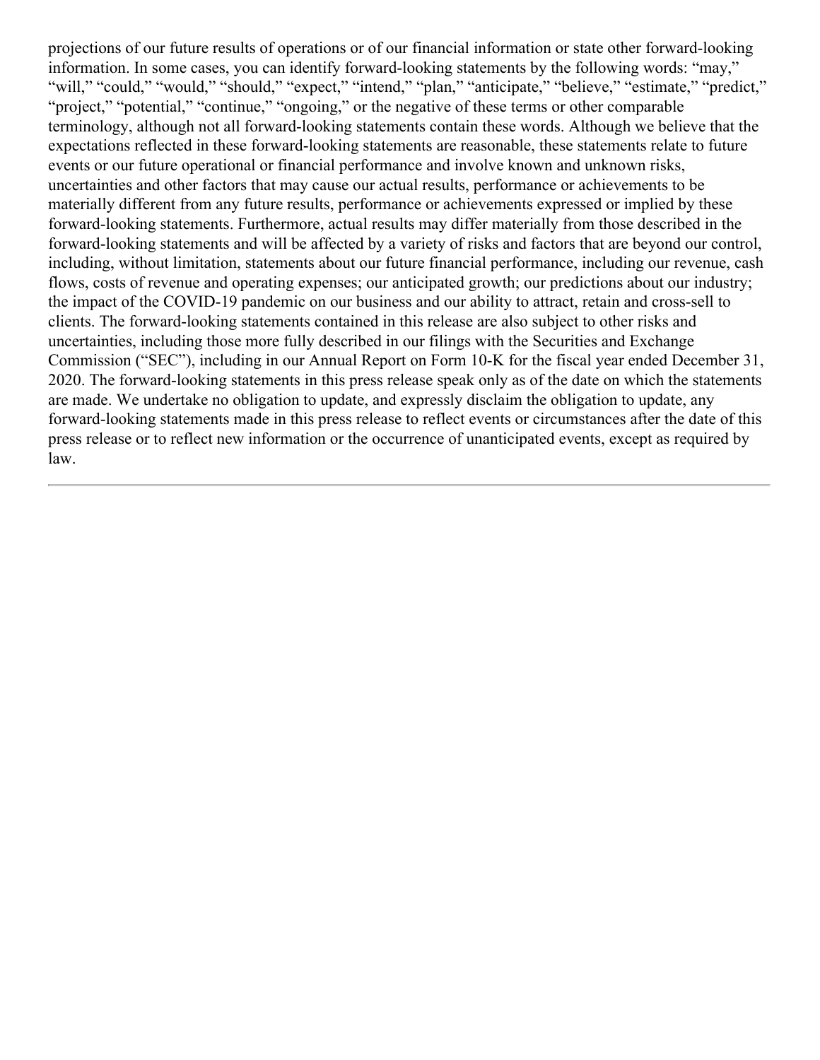projections of our future results of operations or of our financial information or state other forward-looking information. In some cases, you can identify forward-looking statements by the following words: “may,” “will,” “could,” “would,” “should,” “expect,” “intend,” “plan,” “anticipate,” “believe,” “estimate,” “predict,” “project,” “potential,” “continue,” “ongoing,” or the negative of these terms or other comparable terminology, although not all forward-looking statements contain these words. Although we believe that the expectations reflected in these forward-looking statements are reasonable, these statements relate to future events or our future operational or financial performance and involve known and unknown risks, uncertainties and other factors that may cause our actual results, performance or achievements to be materially different from any future results, performance or achievements expressed or implied by these forward-looking statements. Furthermore, actual results may differ materially from those described in the forward-looking statements and will be affected by a variety of risks and factors that are beyond our control, including, without limitation, statements about our future financial performance, including our revenue, cash flows, costs of revenue and operating expenses; our anticipated growth; our predictions about our industry; the impact of the COVID-19 pandemic on our business and our ability to attract, retain and cross-sell to clients. The forward-looking statements contained in this release are also subject to other risks and uncertainties, including those more fully described in our filings with the Securities and Exchange Commission (“SEC”), including in our Annual Report on Form 10-K for the fiscal year ended December 31, 2020. The forward-looking statements in this press release speak only as of the date on which the statements are made. We undertake no obligation to update, and expressly disclaim the obligation to update, any forward-looking statements made in this press release to reflect events or circumstances after the date of this press release or to reflect new information or the occurrence of unanticipated events, except as required by law.